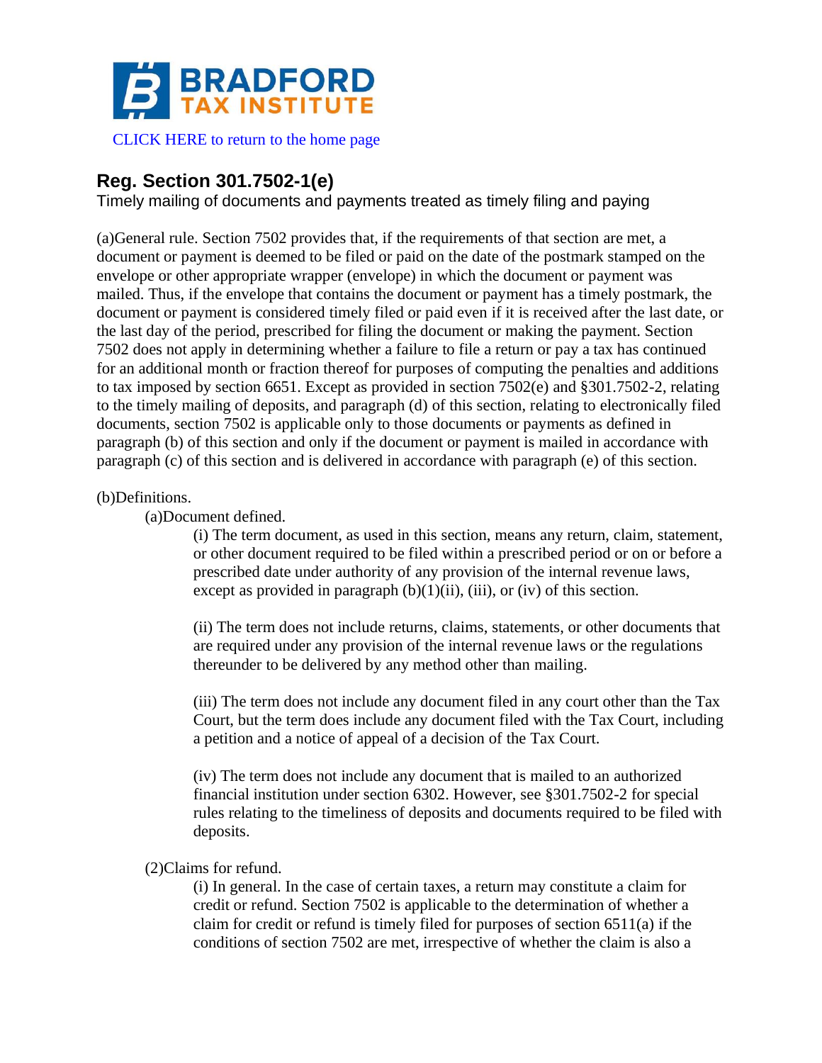# BRADFORD TAX INSTITUTE

CLICK HERE to return to the home page

## Reg. Section 301.7502-1(e)

Timely mailing of documents and payments treated as timely filing and paying

(a)General rule. Section 7502 provides that, if the requirements of that section are met, a document or payment is deemed to be filed or paid on the date of the postmark stamped on the envelope or other appropriate wrapper (envelope) in which the document or payment was mailed. Thus, if the envelope that contains the document or payment has a timely postmark, the document or payment is considered timely filed or paid even if it is received after the last date, or the last day of the period, prescribed for filing the document or making the payment. Section 7502 does not apply in determining whether a failure to file a return or pay a tax has continued for an additional month or fraction thereof for purposes of computing the penalties and additions to tax imposed by section 6651. Except as provided in section 7502(e) and §301.7502-2, relating to the timely mailing of deposits, and paragraph (d) of this section, relating to electronically filed documents, section 7502 is applicable only to those documents or payments as defined in paragraph (b) of this section and only if the document or payment is mailed in accordance with paragraph (c) of this section and is delivered in accordance with paragraph (e) of this section.

(b)Definitions.

(a)Document defined.

(i) The term document, as used in this section, means any return, claim, statement, or other document required to be filed within a prescribed period or on or before a prescribed date under authority of any provision of the internal revenue laws, except as provided in paragraph (b)(1)(ii), (iii), or (iv) of this section.

(ii) The term does not include returns, claims, statements, or other documents that are required under any provision of the internal revenue laws or the regulations thereunder to be delivered by any method other than mailing.

(iii) The term does not include any document filed in any court other than the Tax Court, but the term does include any document filed with the Tax Court, including a petition and a notice of appeal of a decision of the Tax Court.

(iv) The term does not include any document that is mailed to an authorized financial institution under section 6302. However, see §301.7502-2 for special rules relating to the timeliness of deposits and documents required to be filed with deposits.

(2)Claims for refund.

(i) In general. In the case of certain taxes, a return may constitute a claim for credit or refund. Section 7502 is applicable to the determination of whether a claim for credit or refund is timely filed for purposes of section 6511(a) if the conditions of section 7502 are met, irrespective of whether the claim is also a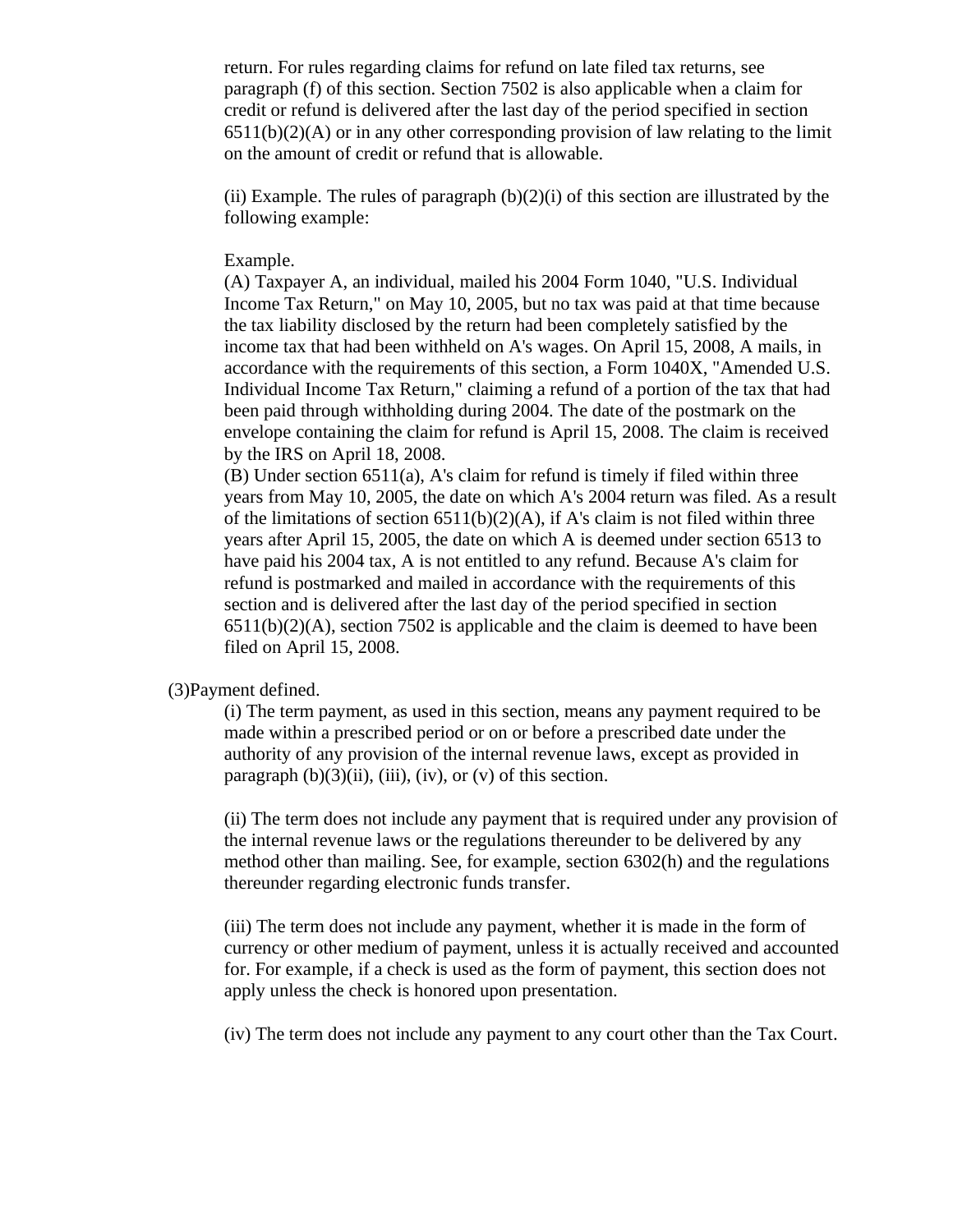return. For rules regarding claims for refund on late filed tax returns, see paragraph (f) of this section. Section 7502 is also applicable when a claim for credit or refund is delivered after the last day of the period specified in section 6511(b)(2)(A) or in any other corresponding provision of law relating to the limit on the amount of credit or refund that is allowable.

(ii) Example. The rules of paragraph (b)(2)(i) of this section are illustrated by the following example:

Example.

(A) Taxpayer A, an individual, mailed his 2004 Form 1040, "U.S. Individual Income Tax Return," on May 10, 2005, but no tax was paid at that time because the tax liability disclosed by the return had been completely satisfied by the income tax that had been withheld on A's wages. On April 15, 2008, A mails, in accordance with the requirements of this section, a Form 1040X, "Amended U.S. Individual Income Tax Return," claiming a refund of a portion of the tax that had been paid through withholding during 2004. The date of the postmark on the envelope containing the claim for refund is April 15, 2008. The claim is received by the IRS on April 18, 2008.

(B) Under section 6511(a), A's claim for refund is timely if filed within three years from May 10, 2005, the date on which A's 2004 return was filed. As a result of the limitations of section 6511(b)(2)(A), if A's claim is not filed within three years after April 15, 2005, the date on which A is deemed under section 6513 to have paid his 2004 tax, A is not entitled to any refund. Because A's claim for refund is postmarked and mailed in accordance with the requirements of this section and is delivered after the last day of the period specified in section 6511(b)(2)(A), section 7502 is applicable and the claim is deemed to have been filed on April 15, 2008.

(3) Payment defined.

(i) The term payment, as used in this section, means any payment required to be made within a prescribed period or on or before a prescribed date under the authority of any provision of the internal revenue laws, except as provided in paragraph (b)(3)(ii), (iii), (iv), or (v) of this section.

(ii) The term does not include any payment that is required under any provision of the internal revenue laws or the regulations thereunder to be delivered by any method other than mailing. See, for example, section 6302(h) and the regulations thereunder regarding electronic funds transfer.

(iii) The term does not include any payment, whether it is made in the form of currency or other medium of payment, unless it is actually received and accounted for. For example, if a check is used as the form of payment, this section does not apply unless the check is honored upon presentation.

(iv) The term does not include any payment to any court other than the Tax Court.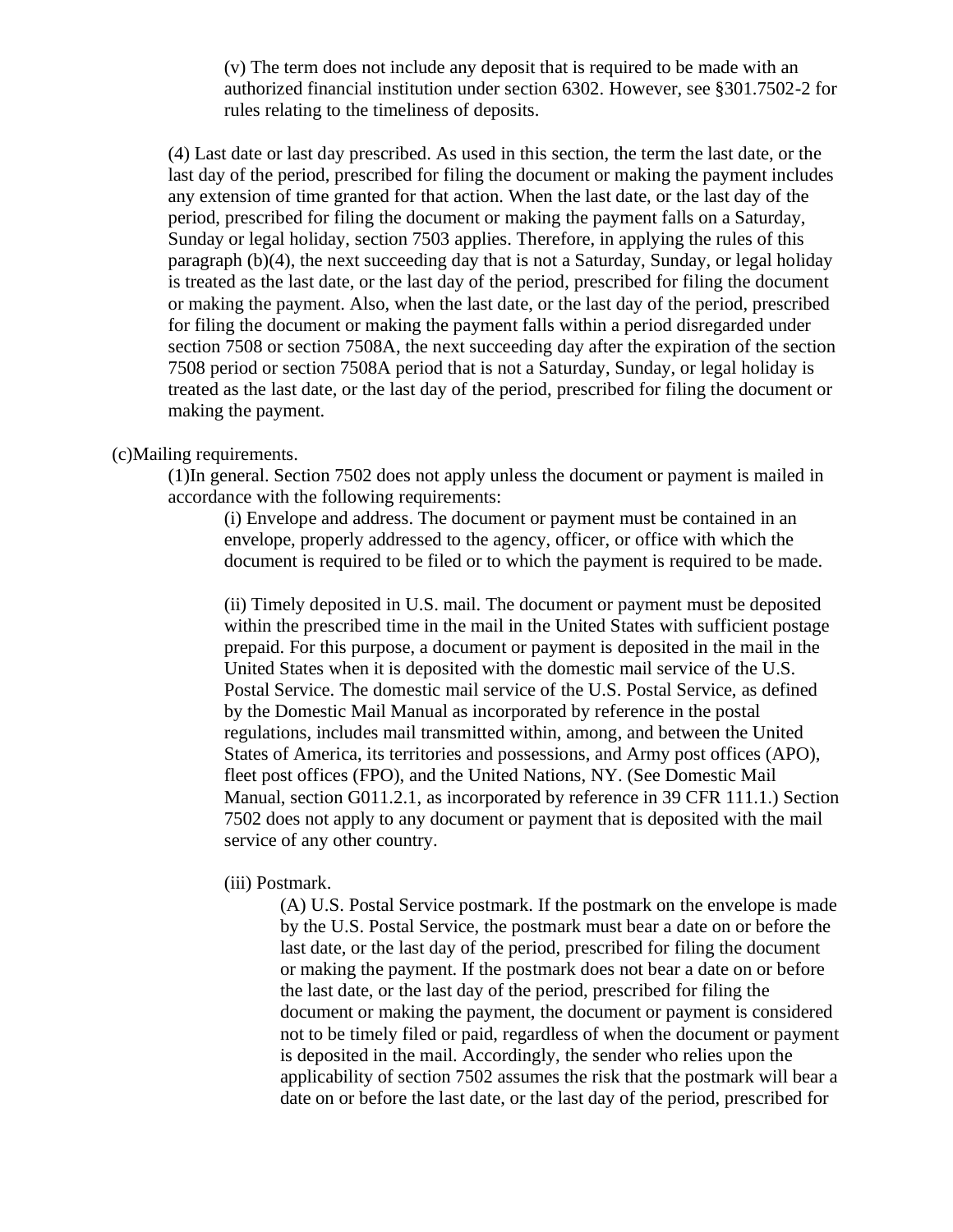(v) The term does not include any deposit that is required to be made with an authorized financial institution under section 6302. However, see §301.7502-2 for rules relating to the timeliness of deposits.

(4) Last date or last day prescribed. As used in this section, the term the last date, or the last day of the period, prescribed for filing the document or making the payment includes any extension of time granted for that action. When the last date, or the last day of the period, prescribed for filing the document or making the payment falls on a Saturday, Sunday or legal holiday, section 7503 applies. Therefore, in applying the rules of this paragraph (b)(4), the next succeeding day that is not a Saturday, Sunday, or legal holiday is treated as the last date, or the last day of the period, prescribed for filing the document or making the payment. Also, when the last date, or the last day of the period, prescribed for filing the document or making the payment falls within a period disregarded under section 7508 or section 7508A, the next succeeding day after the expiration of the section 7508 period or section 7508A period that is not a Saturday, Sunday, or legal holiday is treated as the last date, or the last day of the period, prescribed for filing the document or making the payment.

(c)Mailing requirements.

(1)In general. Section 7502 does not apply unless the document or payment is mailed in accordance with the following requirements:

(i) Envelope and address. The document or payment must be contained in an envelope, properly addressed to the agency, officer, or office with which the document is required to be filed or to which the payment is required to be made.

(ii) Timely deposited in U.S. mail. The document or payment must be deposited within the prescribed time in the mail in the United States with sufficient postage prepaid. For this purpose, a document or payment is deposited in the mail in the United States when it is deposited with the domestic mail service of the U.S. Postal Service. The domestic mail service of the U.S. Postal Service, as defined by the Domestic Mail Manual as incorporated by reference in the postal regulations, includes mail transmitted within, among, and between the United States of America, its territories and possessions, and Army post offices (APO), fleet post offices (FPO), and the United Nations, NY. (See Domestic Mail Manual, section G011.2.1, as incorporated by reference in 39 CFR 111.1.) Section 7502 does not apply to any document or payment that is deposited with the mail service of any other country.

(iii) Postmark.

(A) U.S. Postal Service postmark. If the postmark on the envelope is made by the U.S. Postal Service, the postmark must bear a date on or before the last date, or the last day of the period, prescribed for filing the document or making the payment. If the postmark does not bear a date on or before the last date, or the last day of the period, prescribed for filing the document or making the payment, the document or payment is considered not to be timely filed or paid, regardless of when the document or payment is deposited in the mail. Accordingly, the sender who relies upon the applicability of section 7502 assumes the risk that the postmark will bear a date on or before the last date, or the last day of the period, prescribed for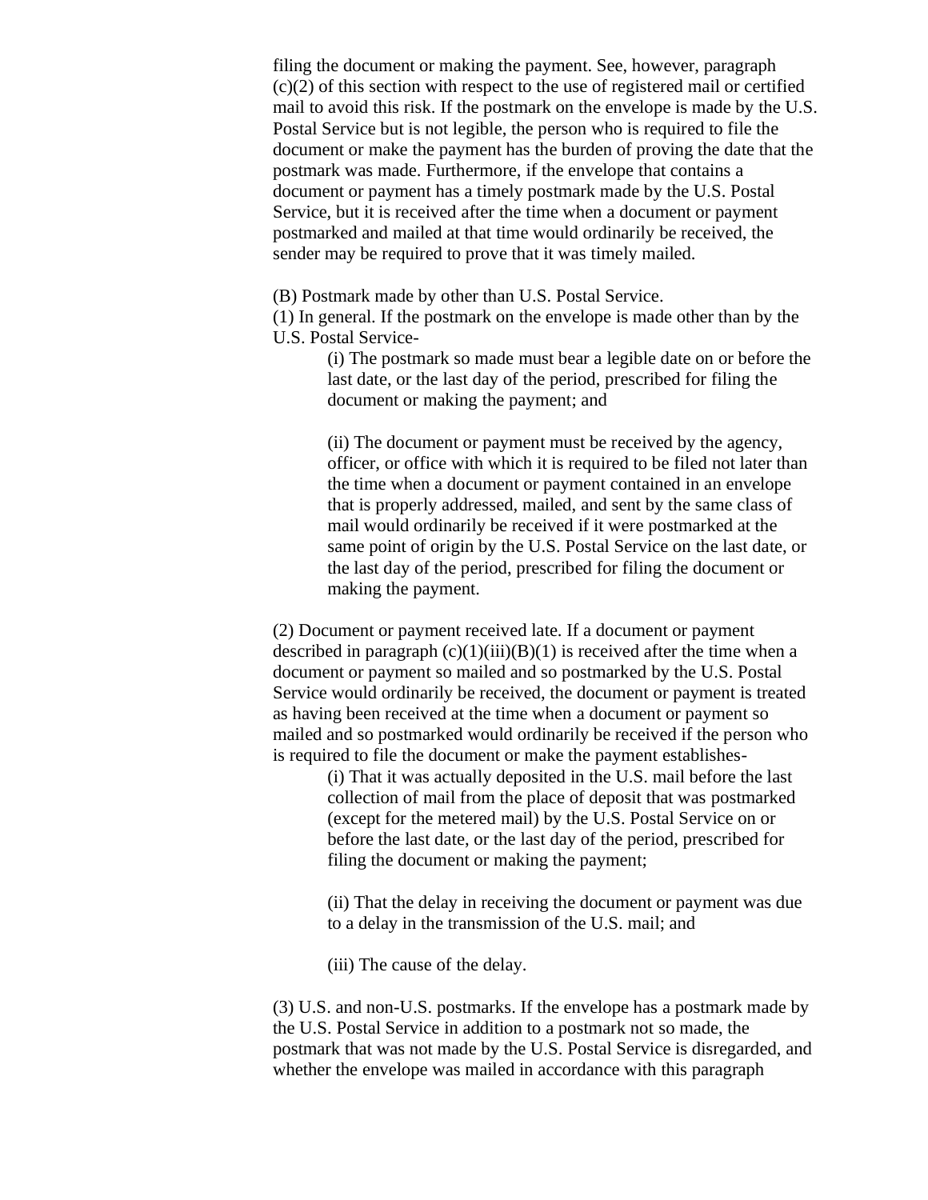filing the document or making the payment. See, however, paragraph (c)(2) of this section with respect to the use of registered mail or certified mail to avoid this risk. If the postmark on the envelope is made by the U.S. Postal Service but is not legible, the person who is required to file the document or make the payment has the burden of proving the date that the postmark was made. Furthermore, if the envelope that contains a document or payment has a timely postmark made by the U.S. Postal Service, but it is received after the time when a document or payment postmarked and mailed at that time would ordinarily be received, the sender may be required to prove that it was timely mailed.

(B) Postmark made by other than U.S. Postal Service.

(1) In general. If the postmark on the envelope is made other than by the U.S. Postal Service-

> (i) The postmark so made must bear a legible date on or before the last date, or the last day of the period, prescribed for filing the document or making the payment; and
>
> (ii) The document or payment must be received by the agency, officer, or office with which it is required to be filed not later than the time when a document or payment contained in an envelope that is properly addressed, mailed, and sent by the same class of mail would ordinarily be received if it were postmarked at the same point of origin by the U.S. Postal Service on the last date, or the last day of the period, prescribed for filing the document or making the payment.

(2) Document or payment received late. If a document or payment described in paragraph (c)(1)(iii)(B)(1) is received after the time when a document or payment so mailed and so postmarked by the U.S. Postal Service would ordinarily be received, the document or payment is treated as having been received at the time when a document or payment so mailed and so postmarked would ordinarily be received if the person who is required to file the document or make the payment establishes-

> (i) That it was actually deposited in the U.S. mail before the last collection of mail from the place of deposit that was postmarked (except for the metered mail) by the U.S. Postal Service on or before the last date, or the last day of the period, prescribed for filing the document or making the payment;
>
> (ii) That the delay in receiving the document or payment was due to a delay in the transmission of the U.S. mail; and
>
> (iii) The cause of the delay.

(3) U.S. and non-U.S. postmarks. If the envelope has a postmark made by the U.S. Postal Service in addition to a postmark not so made, the postmark that was not made by the U.S. Postal Service is disregarded, and whether the envelope was mailed in accordance with this paragraph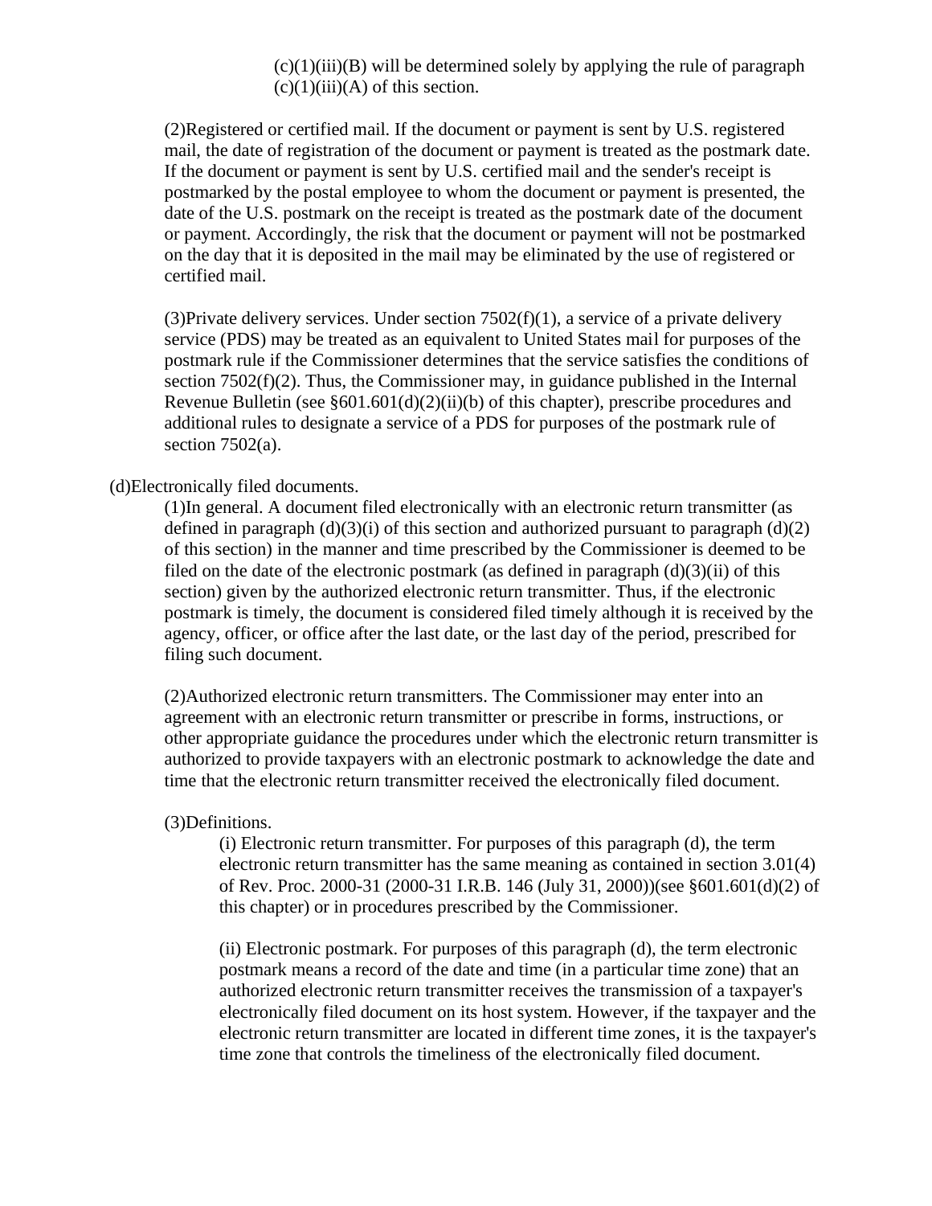(c)(1)(iii)(B) will be determined solely by applying the rule of paragraph (c)(1)(iii)(A) of this section.

(2)Registered or certified mail. If the document or payment is sent by U.S. registered mail, the date of registration of the document or payment is treated as the postmark date. If the document or payment is sent by U.S. certified mail and the sender's receipt is postmarked by the postal employee to whom the document or payment is presented, the date of the U.S. postmark on the receipt is treated as the postmark date of the document or payment. Accordingly, the risk that the document or payment will not be postmarked on the day that it is deposited in the mail may be eliminated by the use of registered or certified mail.

(3)Private delivery services. Under section 7502(f)(1), a service of a private delivery service (PDS) may be treated as an equivalent to United States mail for purposes of the postmark rule if the Commissioner determines that the service satisfies the conditions of section 7502(f)(2). Thus, the Commissioner may, in guidance published in the Internal Revenue Bulletin (see §601.601(d)(2)(ii)(b) of this chapter), prescribe procedures and additional rules to designate a service of a PDS for purposes of the postmark rule of section 7502(a).

(d)Electronically filed documents.

(1)In general. A document filed electronically with an electronic return transmitter (as defined in paragraph (d)(3)(i) of this section and authorized pursuant to paragraph (d)(2) of this section) in the manner and time prescribed by the Commissioner is deemed to be filed on the date of the electronic postmark (as defined in paragraph (d)(3)(ii) of this section) given by the authorized electronic return transmitter. Thus, if the electronic postmark is timely, the document is considered filed timely although it is received by the agency, officer, or office after the last date, or the last day of the period, prescribed for filing such document.

(2)Authorized electronic return transmitters. The Commissioner may enter into an agreement with an electronic return transmitter or prescribe in forms, instructions, or other appropriate guidance the procedures under which the electronic return transmitter is authorized to provide taxpayers with an electronic postmark to acknowledge the date and time that the electronic return transmitter received the electronically filed document.

(3)Definitions.

(i) Electronic return transmitter. For purposes of this paragraph (d), the term electronic return transmitter has the same meaning as contained in section 3.01(4) of Rev. Proc. 2000-31 (2000-31 I.R.B. 146 (July 31, 2000))(see §601.601(d)(2) of this chapter) or in procedures prescribed by the Commissioner.

(ii) Electronic postmark. For purposes of this paragraph (d), the term electronic postmark means a record of the date and time (in a particular time zone) that an authorized electronic return transmitter receives the transmission of a taxpayer's electronically filed document on its host system. However, if the taxpayer and the electronic return transmitter are located in different time zones, it is the taxpayer's time zone that controls the timeliness of the electronically filed document.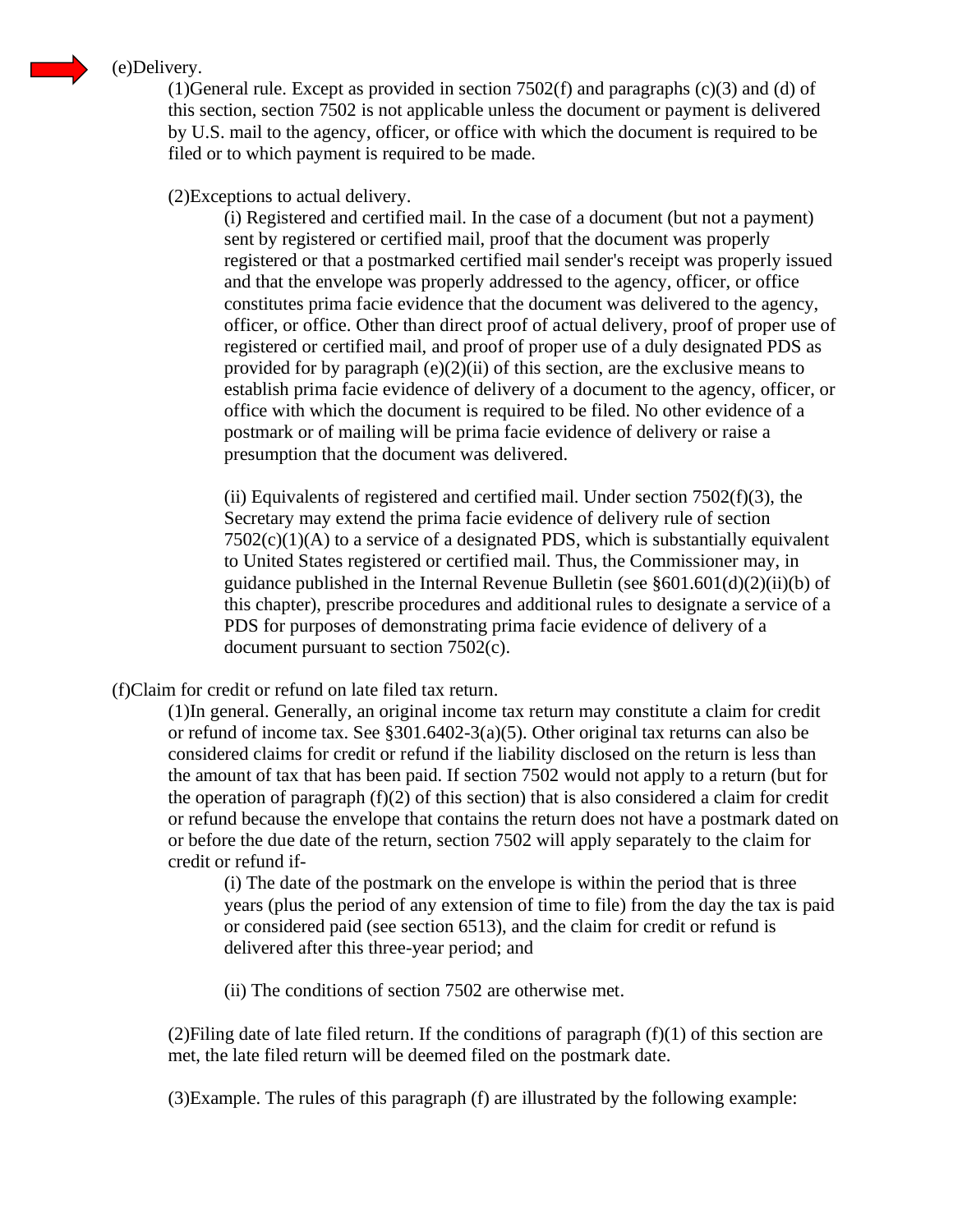(e)Delivery.

(1)General rule. Except as provided in section 7502(f) and paragraphs (c)(3) and (d) of this section, section 7502 is not applicable unless the document or payment is delivered by U.S. mail to the agency, officer, or office with which the document is required to be filed or to which payment is required to be made.

(2)Exceptions to actual delivery.

(i) Registered and certified mail. In the case of a document (but not a payment) sent by registered or certified mail, proof that the document was properly registered or that a postmarked certified mail sender's receipt was properly issued and that the envelope was properly addressed to the agency, officer, or office constitutes prima facie evidence that the document was delivered to the agency, officer, or office. Other than direct proof of actual delivery, proof of proper use of registered or certified mail, and proof of proper use of a duly designated PDS as provided for by paragraph (e)(2)(ii) of this section, are the exclusive means to establish prima facie evidence of delivery of a document to the agency, officer, or office with which the document is required to be filed. No other evidence of a postmark or of mailing will be prima facie evidence of delivery or raise a presumption that the document was delivered.

(ii) Equivalents of registered and certified mail. Under section 7502(f)(3), the Secretary may extend the prima facie evidence of delivery rule of section 7502(c)(1)(A) to a service of a designated PDS, which is substantially equivalent to United States registered or certified mail. Thus, the Commissioner may, in guidance published in the Internal Revenue Bulletin (see §601.601(d)(2)(ii)(b) of this chapter), prescribe procedures and additional rules to designate a service of a PDS for purposes of demonstrating prima facie evidence of delivery of a document pursuant to section 7502(c).

(f)Claim for credit or refund on late filed tax return.

(1)In general. Generally, an original income tax return may constitute a claim for credit or refund of income tax. See §301.6402-3(a)(5). Other original tax returns can also be considered claims for credit or refund if the liability disclosed on the return is less than the amount of tax that has been paid. If section 7502 would not apply to a return (but for the operation of paragraph (f)(2) of this section) that is also considered a claim for credit or refund because the envelope that contains the return does not have a postmark dated on or before the due date of the return, section 7502 will apply separately to the claim for credit or refund if-

(i) The date of the postmark on the envelope is within the period that is three years (plus the period of any extension of time to file) from the day the tax is paid or considered paid (see section 6513), and the claim for credit or refund is delivered after this three-year period; and

(ii) The conditions of section 7502 are otherwise met.

(2)Filing date of late filed return. If the conditions of paragraph (f)(1) of this section are met, the late filed return will be deemed filed on the postmark date.

(3)Example. The rules of this paragraph (f) are illustrated by the following example: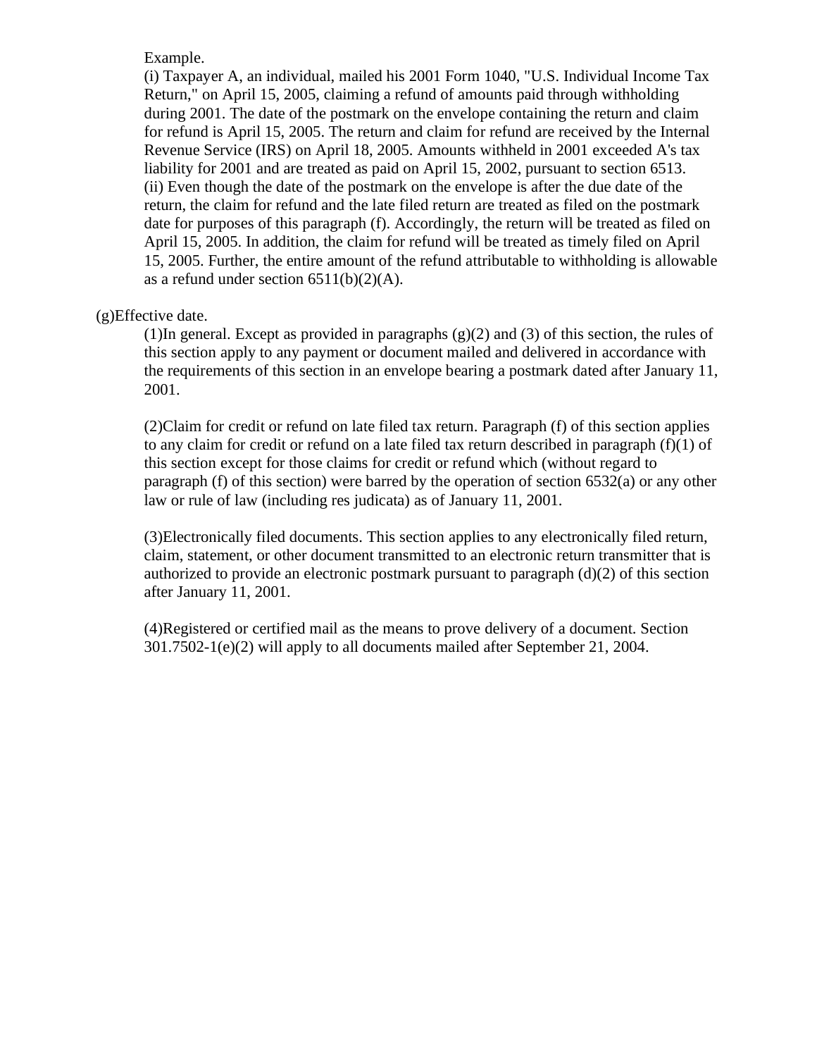Example.

(i) Taxpayer A, an individual, mailed his 2001 Form 1040, "U.S. Individual Income Tax Return," on April 15, 2005, claiming a refund of amounts paid through withholding during 2001. The date of the postmark on the envelope containing the return and claim for refund is April 15, 2005. The return and claim for refund are received by the Internal Revenue Service (IRS) on April 18, 2005. Amounts withheld in 2001 exceeded A's tax liability for 2001 and are treated as paid on April 15, 2002, pursuant to section 6513.

(ii) Even though the date of the postmark on the envelope is after the due date of the return, the claim for refund and the late filed return are treated as filed on the postmark date for purposes of this paragraph (f). Accordingly, the return will be treated as filed on April 15, 2005. In addition, the claim for refund will be treated as timely filed on April 15, 2005. Further, the entire amount of the refund attributable to withholding is allowable as a refund under section 6511(b)(2)(A).

(g)Effective date.

(1)In general. Except as provided in paragraphs (g)(2) and (3) of this section, the rules of this section apply to any payment or document mailed and delivered in accordance with the requirements of this section in an envelope bearing a postmark dated after January 11, 2001.

(2)Claim for credit or refund on late filed tax return. Paragraph (f) of this section applies to any claim for credit or refund on a late filed tax return described in paragraph (f)(1) of this section except for those claims for credit or refund which (without regard to paragraph (f) of this section) were barred by the operation of section 6532(a) or any other law or rule of law (including res judicata) as of January 11, 2001.

(3)Electronically filed documents. This section applies to any electronically filed return, claim, statement, or other document transmitted to an electronic return transmitter that is authorized to provide an electronic postmark pursuant to paragraph (d)(2) of this section after January 11, 2001.

(4)Registered or certified mail as the means to prove delivery of a document. Section 301.7502-1(e)(2) will apply to all documents mailed after September 21, 2004.